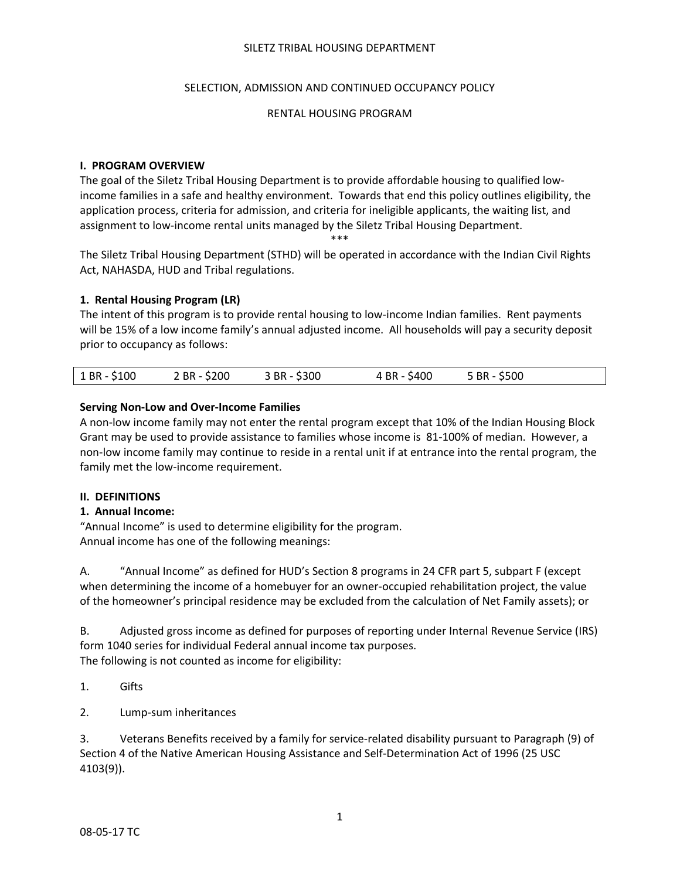SILETZ TRIBAL HOUSING DEPARTMENT

SELECTION, ADMISSION AND CONTINUED OCCUPANCY POLICY

RENTAL HOUSING PROGRAM

## I. PROGRAM OVERVIEW

The goal of the Siletz Tribal Housing Department is to provide affordable housing to qualified low-income families in a safe and healthy environment. Towards that end this policy outlines eligibility, the application process, criteria for admission, and criteria for ineligible applicants, the waiting list, and assignment to low-income rental units managed by the Siletz Tribal Housing Department.

***

The Siletz Tribal Housing Department (STHD) will be operated in accordance with the Indian Civil Rights Act, NAHASDA, HUD and Tribal regulations.

### 1. Rental Housing Program (LR)

The intent of this program is to provide rental housing to low-income Indian families. Rent payments will be 15% of a low income family's annual adjusted income. All households will pay a security deposit prior to occupancy as follows:

| 1 BR - $100 | 2 BR - $200 | 3 BR - $300 | 4 BR - $400 | 5 BR - $500 |
|---|---|---|---|---|

**Serving Non-Low and Over-Income Families**

A non-low income family may not enter the rental program except that 10% of the Indian Housing Block Grant may be used to provide assistance to families whose income is 81-100% of median. However, a non-low income family may continue to reside in a rental unit if at entrance into the rental program, the family met the low-income requirement.

## II. DEFINITIONS

### 1. Annual Income:

"Annual Income" is used to determine eligibility for the program.
Annual income has one of the following meanings:

A. "Annual Income" as defined for HUD's Section 8 programs in 24 CFR part 5, subpart F (except when determining the income of a homebuyer for an owner-occupied rehabilitation project, the value of the homeowner's principal residence may be excluded from the calculation of Net Family assets); or

B. Adjusted gross income as defined for purposes of reporting under Internal Revenue Service (IRS) form 1040 series for individual Federal annual income tax purposes.
The following is not counted as income for eligibility:

1. Gifts

2. Lump-sum inheritances

3. Veterans Benefits received by a family for service-related disability pursuant to Paragraph (9) of Section 4 of the Native American Housing Assistance and Self-Determination Act of 1996 (25 USC 4103(9)).

08-05-17 TC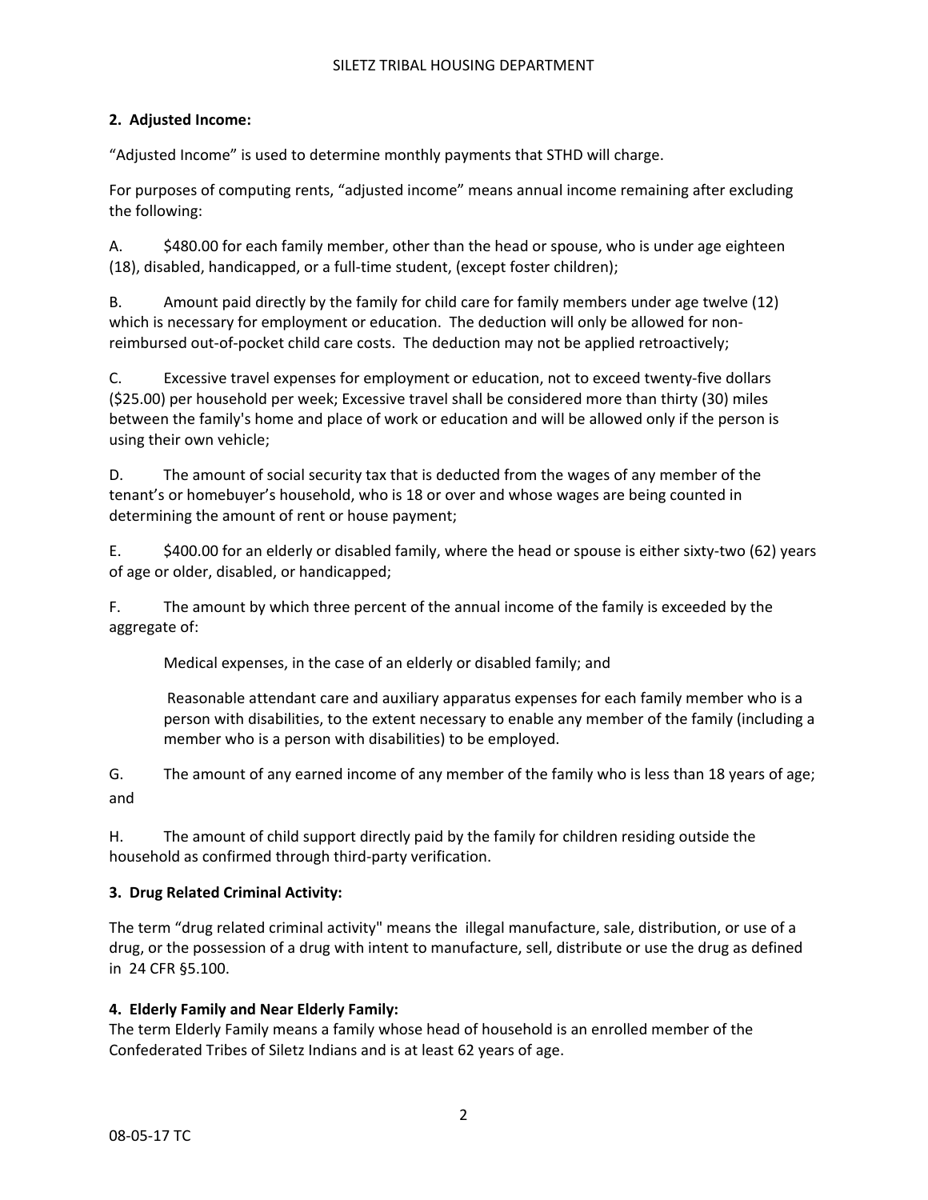**2. Adjusted Income:**

"Adjusted Income" is used to determine monthly payments that STHD will charge.

For purposes of computing rents, "adjusted income" means annual income remaining after excluding the following:

A. $480.00 for each family member, other than the head or spouse, who is under age eighteen (18), disabled, handicapped, or a full-time student, (except foster children);

B. Amount paid directly by the family for child care for family members under age twelve (12) which is necessary for employment or education. The deduction will only be allowed for non-reimbursed out-of-pocket child care costs. The deduction may not be applied retroactively;

C. Excessive travel expenses for employment or education, not to exceed twenty-five dollars ($25.00) per household per week; Excessive travel shall be considered more than thirty (30) miles between the family's home and place of work or education and will be allowed only if the person is using their own vehicle;

D. The amount of social security tax that is deducted from the wages of any member of the tenant's or homebuyer's household, who is 18 or over and whose wages are being counted in determining the amount of rent or house payment;

E. $400.00 for an elderly or disabled family, where the head or spouse is either sixty-two (62) years of age or older, disabled, or handicapped;

F. The amount by which three percent of the annual income of the family is exceeded by the aggregate of:

Medical expenses, in the case of an elderly or disabled family; and

Reasonable attendant care and auxiliary apparatus expenses for each family member who is a person with disabilities, to the extent necessary to enable any member of the family (including a member who is a person with disabilities) to be employed.

G. The amount of any earned income of any member of the family who is less than 18 years of age; and

H. The amount of child support directly paid by the family for children residing outside the household as confirmed through third-party verification.

**3. Drug Related Criminal Activity:**

The term "drug related criminal activity" means the illegal manufacture, sale, distribution, or use of a drug, or the possession of a drug with intent to manufacture, sell, distribute or use the drug as defined in 24 CFR §5.100.

**4. Elderly Family and Near Elderly Family:**

The term Elderly Family means a family whose head of household is an enrolled member of the Confederated Tribes of Siletz Indians and is at least 62 years of age.

08-05-17 TC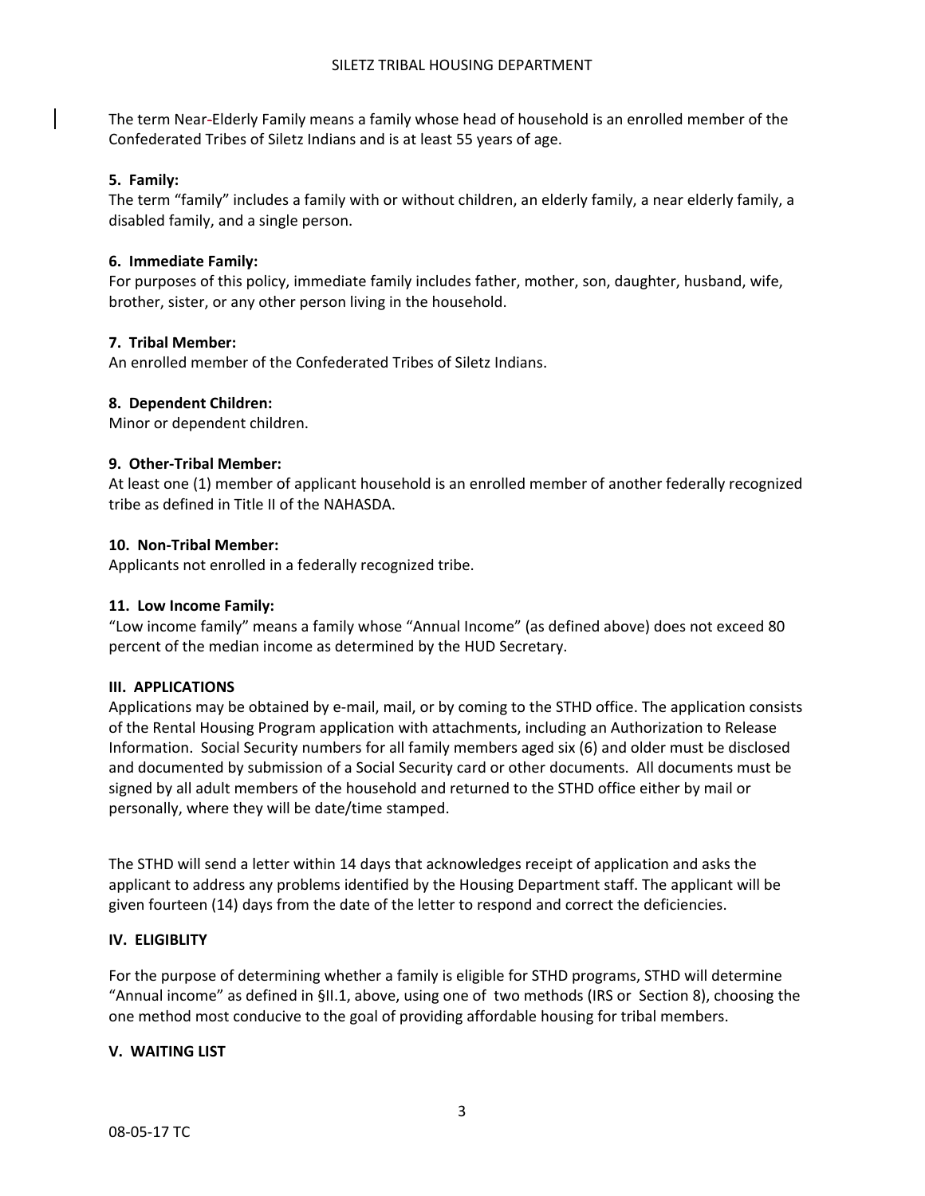The term Near-Elderly Family means a family whose head of household is an enrolled member of the Confederated Tribes of Siletz Indians and is at least 55 years of age.

**5. Family:**
The term "family" includes a family with or without children, an elderly family, a near elderly family, a disabled family, and a single person.

**6. Immediate Family:**
For purposes of this policy, immediate family includes father, mother, son, daughter, husband, wife, brother, sister, or any other person living in the household.

**7. Tribal Member:**
An enrolled member of the Confederated Tribes of Siletz Indians.

**8. Dependent Children:**
Minor or dependent children.

**9. Other-Tribal Member:**
At least one (1) member of applicant household is an enrolled member of another federally recognized tribe as defined in Title II of the NAHASDA.

**10. Non-Tribal Member:**
Applicants not enrolled in a federally recognized tribe.

**11. Low Income Family:**
"Low income family" means a family whose "Annual Income" (as defined above) does not exceed 80 percent of the median income as determined by the HUD Secretary.

## III. APPLICATIONS

Applications may be obtained by e-mail, mail, or by coming to the STHD office. The application consists of the Rental Housing Program application with attachments, including an Authorization to Release Information. Social Security numbers for all family members aged six (6) and older must be disclosed and documented by submission of a Social Security card or other documents. All documents must be signed by all adult members of the household and returned to the STHD office either by mail or personally, where they will be date/time stamped.

The STHD will send a letter within 14 days that acknowledges receipt of application and asks the applicant to address any problems identified by the Housing Department staff. The applicant will be given fourteen (14) days from the date of the letter to respond and correct the deficiencies.

## IV. ELIGIBLITY

For the purpose of determining whether a family is eligible for STHD programs, STHD will determine "Annual income" as defined in §II.1, above, using one of two methods (IRS or Section 8), choosing the one method most conducive to the goal of providing affordable housing for tribal members.

## V. WAITING LIST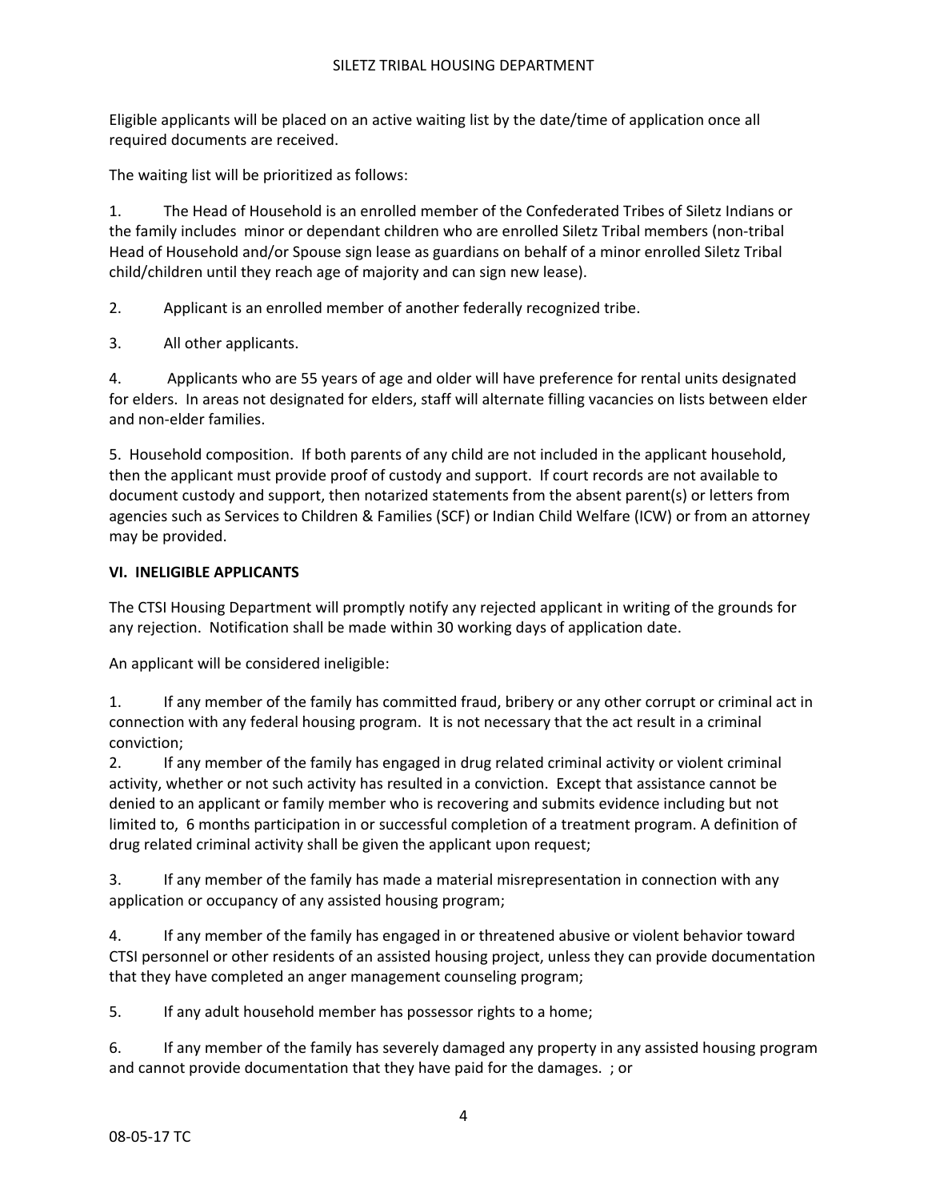Eligible applicants will be placed on an active waiting list by the date/time of application once all required documents are received.

The waiting list will be prioritized as follows:

1. The Head of Household is an enrolled member of the Confederated Tribes of Siletz Indians or the family includes minor or dependant children who are enrolled Siletz Tribal members (non-tribal Head of Household and/or Spouse sign lease as guardians on behalf of a minor enrolled Siletz Tribal child/children until they reach age of majority and can sign new lease).

2. Applicant is an enrolled member of another federally recognized tribe.

3. All other applicants.

4. Applicants who are 55 years of age and older will have preference for rental units designated for elders. In areas not designated for elders, staff will alternate filling vacancies on lists between elder and non-elder families.

5. Household composition. If both parents of any child are not included in the applicant household, then the applicant must provide proof of custody and support. If court records are not available to document custody and support, then notarized statements from the absent parent(s) or letters from agencies such as Services to Children & Families (SCF) or Indian Child Welfare (ICW) or from an attorney may be provided.

## VI. INELIGIBLE APPLICANTS

The CTSI Housing Department will promptly notify any rejected applicant in writing of the grounds for any rejection. Notification shall be made within 30 working days of application date.

An applicant will be considered ineligible:

1. If any member of the family has committed fraud, bribery or any other corrupt or criminal act in connection with any federal housing program. It is not necessary that the act result in a criminal conviction;
2. If any member of the family has engaged in drug related criminal activity or violent criminal activity, whether or not such activity has resulted in a conviction. Except that assistance cannot be denied to an applicant or family member who is recovering and submits evidence including but not limited to, 6 months participation in or successful completion of a treatment program. A definition of drug related criminal activity shall be given the applicant upon request;

3. If any member of the family has made a material misrepresentation in connection with any application or occupancy of any assisted housing program;

4. If any member of the family has engaged in or threatened abusive or violent behavior toward CTSI personnel or other residents of an assisted housing project, unless they can provide documentation that they have completed an anger management counseling program;

5. If any adult household member has possessor rights to a home;

6. If any member of the family has severely damaged any property in any assisted housing program and cannot provide documentation that they have paid for the damages. ; or

08-05-17 TC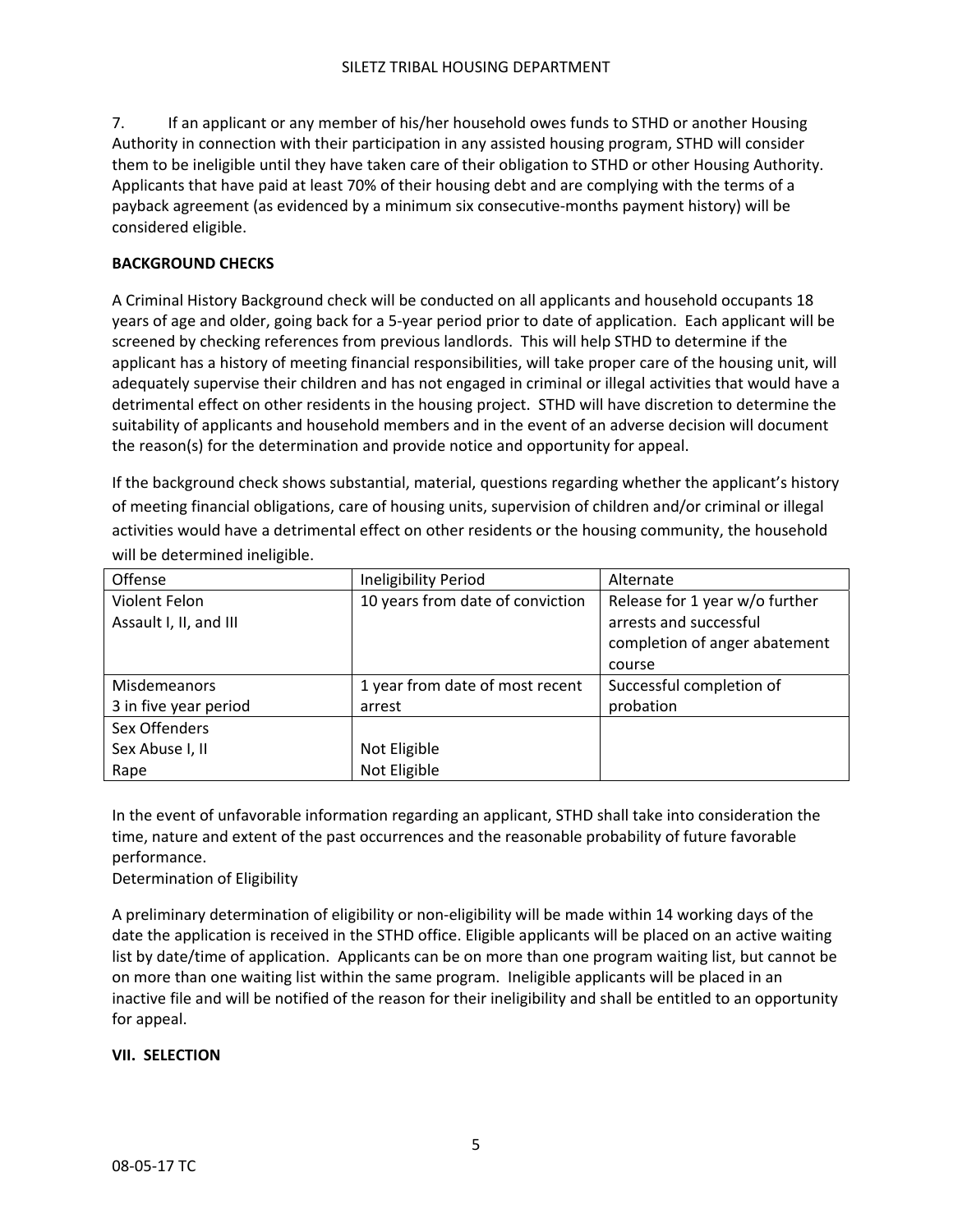7. If an applicant or any member of his/her household owes funds to STHD or another Housing Authority in connection with their participation in any assisted housing program, STHD will consider them to be ineligible until they have taken care of their obligation to STHD or other Housing Authority. Applicants that have paid at least 70% of their housing debt and are complying with the terms of a payback agreement (as evidenced by a minimum six consecutive-months payment history) will be considered eligible.

**BACKGROUND CHECKS**

A Criminal History Background check will be conducted on all applicants and household occupants 18 years of age and older, going back for a 5-year period prior to date of application. Each applicant will be screened by checking references from previous landlords. This will help STHD to determine if the applicant has a history of meeting financial responsibilities, will take proper care of the housing unit, will adequately supervise their children and has not engaged in criminal or illegal activities that would have a detrimental effect on other residents in the housing project. STHD will have discretion to determine the suitability of applicants and household members and in the event of an adverse decision will document the reason(s) for the determination and provide notice and opportunity for appeal.

If the background check shows substantial, material, questions regarding whether the applicant's history of meeting financial obligations, care of housing units, supervision of children and/or criminal or illegal activities would have a detrimental effect on other residents or the housing community, the household will be determined ineligible.

| Offense | Ineligibility Period | Alternate |
|---|---|---|
| Violent Felon<br>Assault I, II, and III | 10 years from date of conviction | Release for 1 year w/o further arrests and successful completion of anger abatement course |
| Misdemeanors<br>3 in five year period | 1 year from date of most recent arrest | Successful completion of probation |
| Sex Offenders<br>Sex Abuse I, II<br>Rape | <br>Not Eligible<br>Not Eligible | |

In the event of unfavorable information regarding an applicant, STHD shall take into consideration the time, nature and extent of the past occurrences and the reasonable probability of future favorable performance.

Determination of Eligibility

A preliminary determination of eligibility or non-eligibility will be made within 14 working days of the date the application is received in the STHD office. Eligible applicants will be placed on an active waiting list by date/time of application. Applicants can be on more than one program waiting list, but cannot be on more than one waiting list within the same program. Ineligible applicants will be placed in an inactive file and will be notified of the reason for their ineligibility and shall be entitled to an opportunity for appeal.

**VII. SELECTION**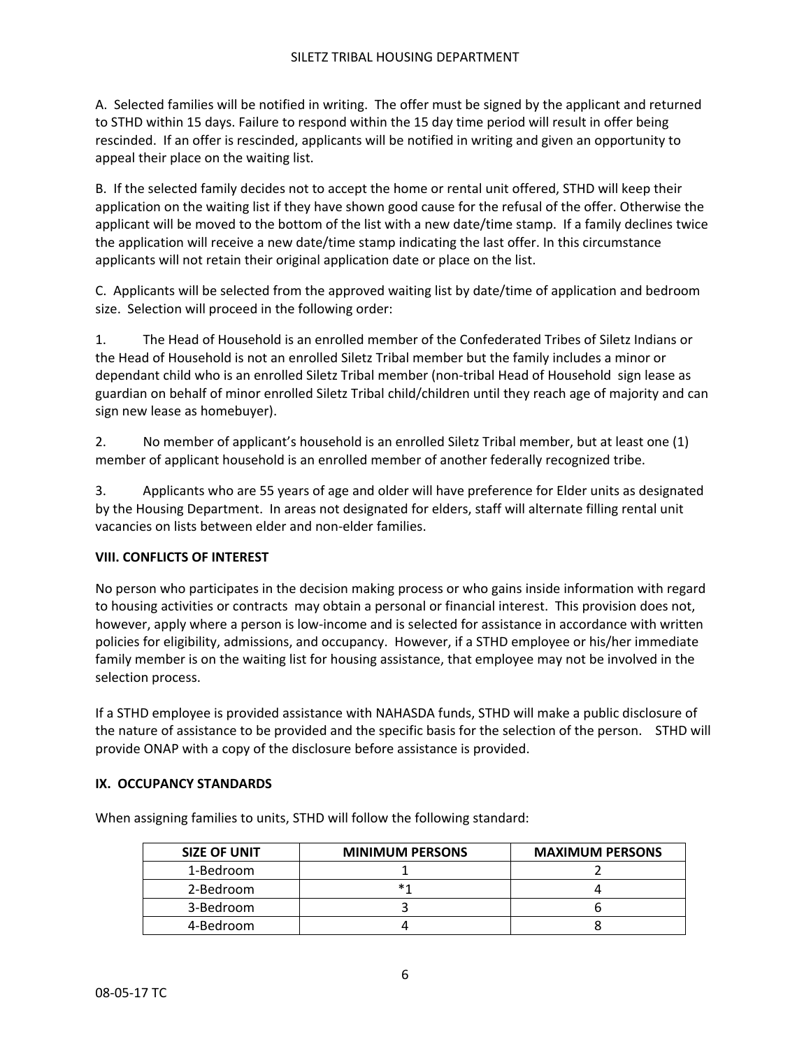A. Selected families will be notified in writing. The offer must be signed by the applicant and returned to STHD within 15 days. Failure to respond within the 15 day time period will result in offer being rescinded. If an offer is rescinded, applicants will be notified in writing and given an opportunity to appeal their place on the waiting list.

B. If the selected family decides not to accept the home or rental unit offered, STHD will keep their application on the waiting list if they have shown good cause for the refusal of the offer. Otherwise the applicant will be moved to the bottom of the list with a new date/time stamp. If a family declines twice the application will receive a new date/time stamp indicating the last offer. In this circumstance applicants will not retain their original application date or place on the list.

C. Applicants will be selected from the approved waiting list by date/time of application and bedroom size. Selection will proceed in the following order:

1. The Head of Household is an enrolled member of the Confederated Tribes of Siletz Indians or the Head of Household is not an enrolled Siletz Tribal member but the family includes a minor or dependant child who is an enrolled Siletz Tribal member (non-tribal Head of Household sign lease as guardian on behalf of minor enrolled Siletz Tribal child/children until they reach age of majority and can sign new lease as homebuyer).

2. No member of applicant's household is an enrolled Siletz Tribal member, but at least one (1) member of applicant household is an enrolled member of another federally recognized tribe.

3. Applicants who are 55 years of age and older will have preference for Elder units as designated by the Housing Department. In areas not designated for elders, staff will alternate filling rental unit vacancies on lists between elder and non-elder families.

**VIII. CONFLICTS OF INTEREST**

No person who participates in the decision making process or who gains inside information with regard to housing activities or contracts may obtain a personal or financial interest. This provision does not, however, apply where a person is low-income and is selected for assistance in accordance with written policies for eligibility, admissions, and occupancy. However, if a STHD employee or his/her immediate family member is on the waiting list for housing assistance, that employee may not be involved in the selection process.

If a STHD employee is provided assistance with NAHASDA funds, STHD will make a public disclosure of the nature of assistance to be provided and the specific basis for the selection of the person. STHD will provide ONAP with a copy of the disclosure before assistance is provided.

**IX. OCCUPANCY STANDARDS**

When assigning families to units, STHD will follow the following standard:

| SIZE OF UNIT | MINIMUM PERSONS | MAXIMUM PERSONS |
| --- | --- | --- |
| 1-Bedroom | 1 | 2 |
| 2-Bedroom | *1 | 4 |
| 3-Bedroom | 3 | 6 |
| 4-Bedroom | 4 | 8 |

08-05-17 TC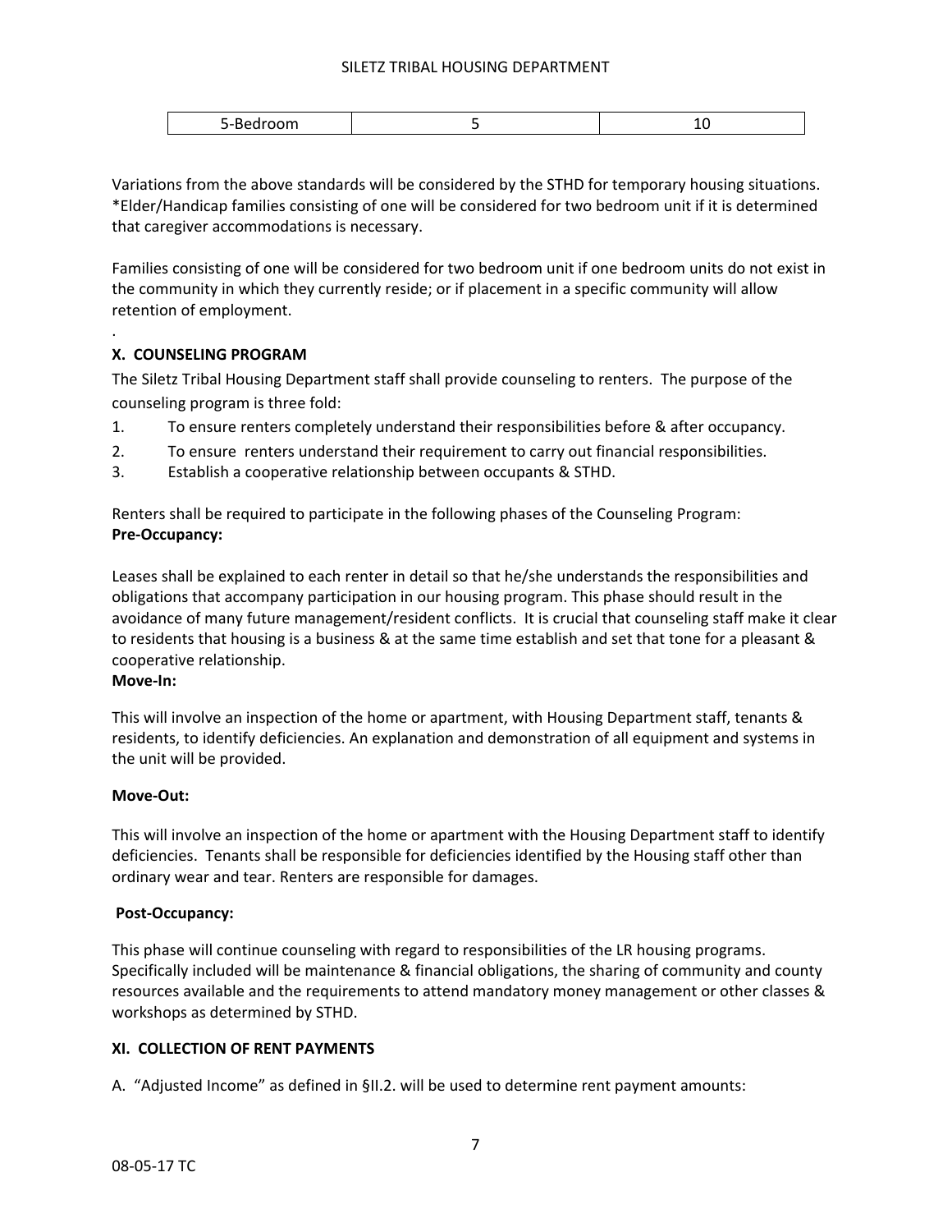| 5-Bedroom | 5 | 10 |
|---|---|---|

Variations from the above standards will be considered by the STHD for temporary housing situations. *Elder/Handicap families consisting of one will be considered for two bedroom unit if it is determined that caregiver accommodations is necessary.

Families consisting of one will be considered for two bedroom unit if one bedroom units do not exist in the community in which they currently reside; or if placement in a specific community will allow retention of employment.

.

## X. COUNSELING PROGRAM

The Siletz Tribal Housing Department staff shall provide counseling to renters. The purpose of the counseling program is three fold:

1. To ensure renters completely understand their responsibilities before & after occupancy.
2. To ensure renters understand their requirement to carry out financial responsibilities.
3. Establish a cooperative relationship between occupants & STHD.

Renters shall be required to participate in the following phases of the Counseling Program:

**Pre-Occupancy:**

Leases shall be explained to each renter in detail so that he/she understands the responsibilities and obligations that accompany participation in our housing program. This phase should result in the avoidance of many future management/resident conflicts. It is crucial that counseling staff make it clear to residents that housing is a business & at the same time establish and set that tone for a pleasant & cooperative relationship.

**Move-In:**

This will involve an inspection of the home or apartment, with Housing Department staff, tenants & residents, to identify deficiencies. An explanation and demonstration of all equipment and systems in the unit will be provided.

**Move-Out:**

This will involve an inspection of the home or apartment with the Housing Department staff to identify deficiencies. Tenants shall be responsible for deficiencies identified by the Housing staff other than ordinary wear and tear. Renters are responsible for damages.

**Post-Occupancy:**

This phase will continue counseling with regard to responsibilities of the LR housing programs. Specifically included will be maintenance & financial obligations, the sharing of community and county resources available and the requirements to attend mandatory money management or other classes & workshops as determined by STHD.

## XI. COLLECTION OF RENT PAYMENTS

A. "Adjusted Income" as defined in §II.2. will be used to determine rent payment amounts: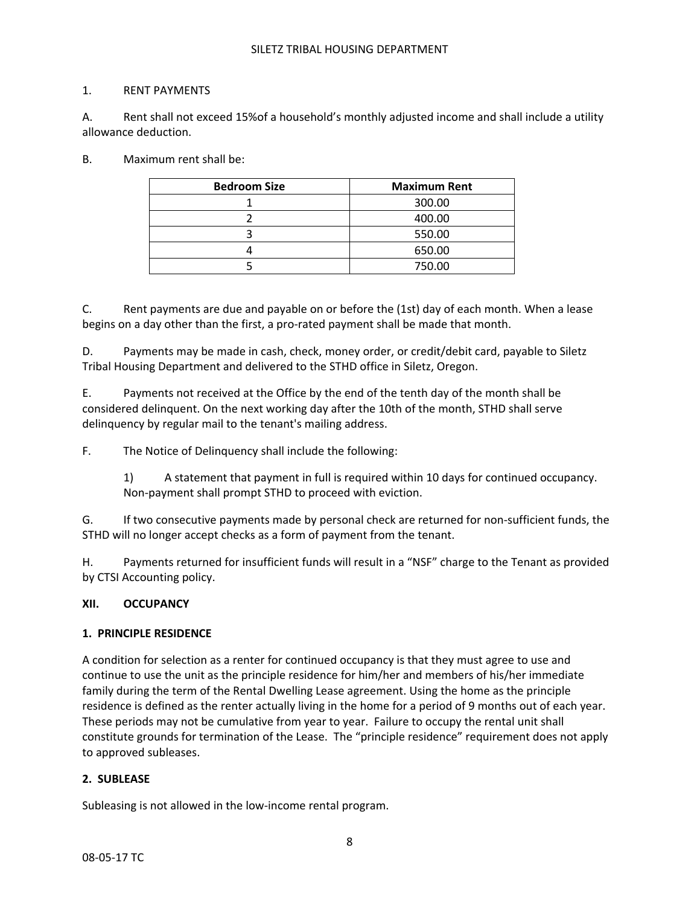1. RENT PAYMENTS

A. Rent shall not exceed 15%of a household's monthly adjusted income and shall include a utility allowance deduction.

B. Maximum rent shall be:

| Bedroom Size | Maximum Rent |
|---|---|
| 1 | 300.00 |
| 2 | 400.00 |
| 3 | 550.00 |
| 4 | 650.00 |
| 5 | 750.00 |

C. Rent payments are due and payable on or before the (1st) day of each month. When a lease begins on a day other than the first, a pro-rated payment shall be made that month.

D. Payments may be made in cash, check, money order, or credit/debit card, payable to Siletz Tribal Housing Department and delivered to the STHD office in Siletz, Oregon.

E. Payments not received at the Office by the end of the tenth day of the month shall be considered delinquent. On the next working day after the 10th of the month, STHD shall serve delinquency by regular mail to the tenant's mailing address.

F. The Notice of Delinquency shall include the following:

1) A statement that payment in full is required within 10 days for continued occupancy. Non-payment shall prompt STHD to proceed with eviction.

G. If two consecutive payments made by personal check are returned for non-sufficient funds, the STHD will no longer accept checks as a form of payment from the tenant.

H. Payments returned for insufficient funds will result in a "NSF" charge to the Tenant as provided by CTSI Accounting policy.

## XII. OCCUPANCY

### 1. PRINCIPLE RESIDENCE

A condition for selection as a renter for continued occupancy is that they must agree to use and continue to use the unit as the principle residence for him/her and members of his/her immediate family during the term of the Rental Dwelling Lease agreement. Using the home as the principle residence is defined as the renter actually living in the home for a period of 9 months out of each year. These periods may not be cumulative from year to year. Failure to occupy the rental unit shall constitute grounds for termination of the Lease. The "principle residence" requirement does not apply to approved subleases.

### 2. SUBLEASE

Subleasing is not allowed in the low-income rental program.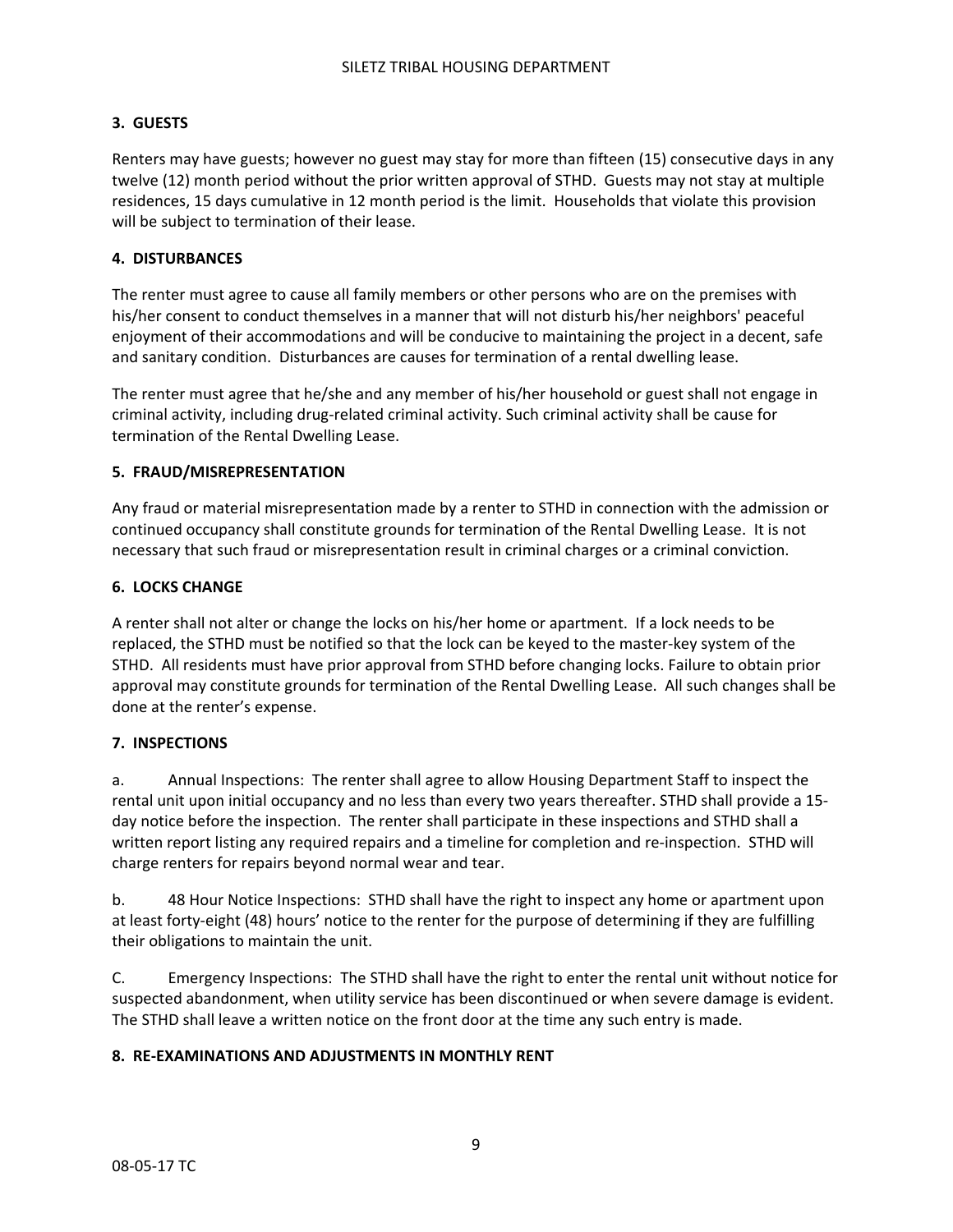### 3. GUESTS

Renters may have guests; however no guest may stay for more than fifteen (15) consecutive days in any twelve (12) month period without the prior written approval of STHD. Guests may not stay at multiple residences, 15 days cumulative in 12 month period is the limit. Households that violate this provision will be subject to termination of their lease.

### 4. DISTURBANCES

The renter must agree to cause all family members or other persons who are on the premises with his/her consent to conduct themselves in a manner that will not disturb his/her neighbors' peaceful enjoyment of their accommodations and will be conducive to maintaining the project in a decent, safe and sanitary condition. Disturbances are causes for termination of a rental dwelling lease.

The renter must agree that he/she and any member of his/her household or guest shall not engage in criminal activity, including drug-related criminal activity. Such criminal activity shall be cause for termination of the Rental Dwelling Lease.

### 5. FRAUD/MISREPRESENTATION

Any fraud or material misrepresentation made by a renter to STHD in connection with the admission or continued occupancy shall constitute grounds for termination of the Rental Dwelling Lease. It is not necessary that such fraud or misrepresentation result in criminal charges or a criminal conviction.

### 6. LOCKS CHANGE

A renter shall not alter or change the locks on his/her home or apartment. If a lock needs to be replaced, the STHD must be notified so that the lock can be keyed to the master-key system of the STHD. All residents must have prior approval from STHD before changing locks. Failure to obtain prior approval may constitute grounds for termination of the Rental Dwelling Lease. All such changes shall be done at the renter's expense.

### 7. INSPECTIONS

a. Annual Inspections: The renter shall agree to allow Housing Department Staff to inspect the rental unit upon initial occupancy and no less than every two years thereafter. STHD shall provide a 15-day notice before the inspection. The renter shall participate in these inspections and STHD shall a written report listing any required repairs and a timeline for completion and re-inspection. STHD will charge renters for repairs beyond normal wear and tear.

b. 48 Hour Notice Inspections: STHD shall have the right to inspect any home or apartment upon at least forty-eight (48) hours' notice to the renter for the purpose of determining if they are fulfilling their obligations to maintain the unit.

C. Emergency Inspections: The STHD shall have the right to enter the rental unit without notice for suspected abandonment, when utility service has been discontinued or when severe damage is evident. The STHD shall leave a written notice on the front door at the time any such entry is made.

### 8. RE-EXAMINATIONS AND ADJUSTMENTS IN MONTHLY RENT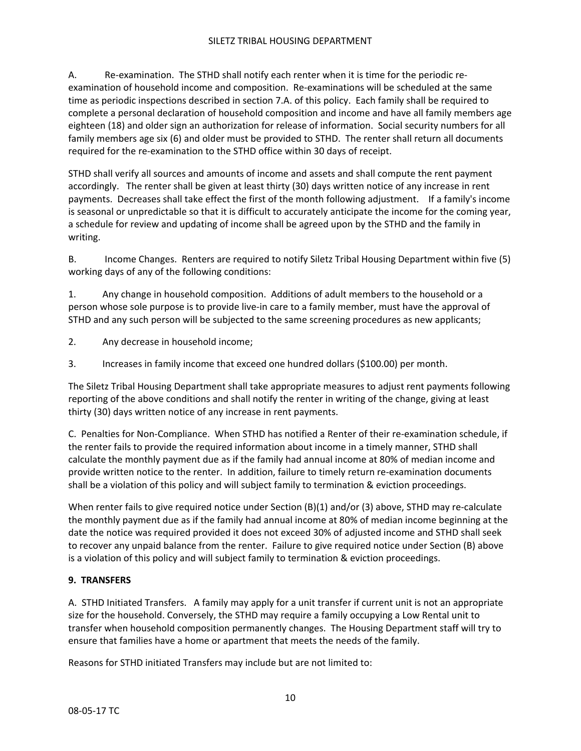A. Re-examination. The STHD shall notify each renter when it is time for the periodic re-examination of household income and composition. Re-examinations will be scheduled at the same time as periodic inspections described in section 7.A. of this policy. Each family shall be required to complete a personal declaration of household composition and income and have all family members age eighteen (18) and older sign an authorization for release of information. Social security numbers for all family members age six (6) and older must be provided to STHD. The renter shall return all documents required for the re-examination to the STHD office within 30 days of receipt.

STHD shall verify all sources and amounts of income and assets and shall compute the rent payment accordingly. The renter shall be given at least thirty (30) days written notice of any increase in rent payments. Decreases shall take effect the first of the month following adjustment. If a family's income is seasonal or unpredictable so that it is difficult to accurately anticipate the income for the coming year, a schedule for review and updating of income shall be agreed upon by the STHD and the family in writing.

B. Income Changes. Renters are required to notify Siletz Tribal Housing Department within five (5) working days of any of the following conditions:

1. Any change in household composition. Additions of adult members to the household or a person whose sole purpose is to provide live-in care to a family member, must have the approval of STHD and any such person will be subjected to the same screening procedures as new applicants;

2. Any decrease in household income;

3. Increases in family income that exceed one hundred dollars ($100.00) per month.

The Siletz Tribal Housing Department shall take appropriate measures to adjust rent payments following reporting of the above conditions and shall notify the renter in writing of the change, giving at least thirty (30) days written notice of any increase in rent payments.

C. Penalties for Non-Compliance. When STHD has notified a Renter of their re-examination schedule, if the renter fails to provide the required information about income in a timely manner, STHD shall calculate the monthly payment due as if the family had annual income at 80% of median income and provide written notice to the renter. In addition, failure to timely return re-examination documents shall be a violation of this policy and will subject family to termination & eviction proceedings.

When renter fails to give required notice under Section (B)(1) and/or (3) above, STHD may re-calculate the monthly payment due as if the family had annual income at 80% of median income beginning at the date the notice was required provided it does not exceed 30% of adjusted income and STHD shall seek to recover any unpaid balance from the renter. Failure to give required notice under Section (B) above is a violation of this policy and will subject family to termination & eviction proceedings.

## 9. TRANSFERS

A. STHD Initiated Transfers. A family may apply for a unit transfer if current unit is not an appropriate size for the household. Conversely, the STHD may require a family occupying a Low Rental unit to transfer when household composition permanently changes. The Housing Department staff will try to ensure that families have a home or apartment that meets the needs of the family.

Reasons for STHD initiated Transfers may include but are not limited to: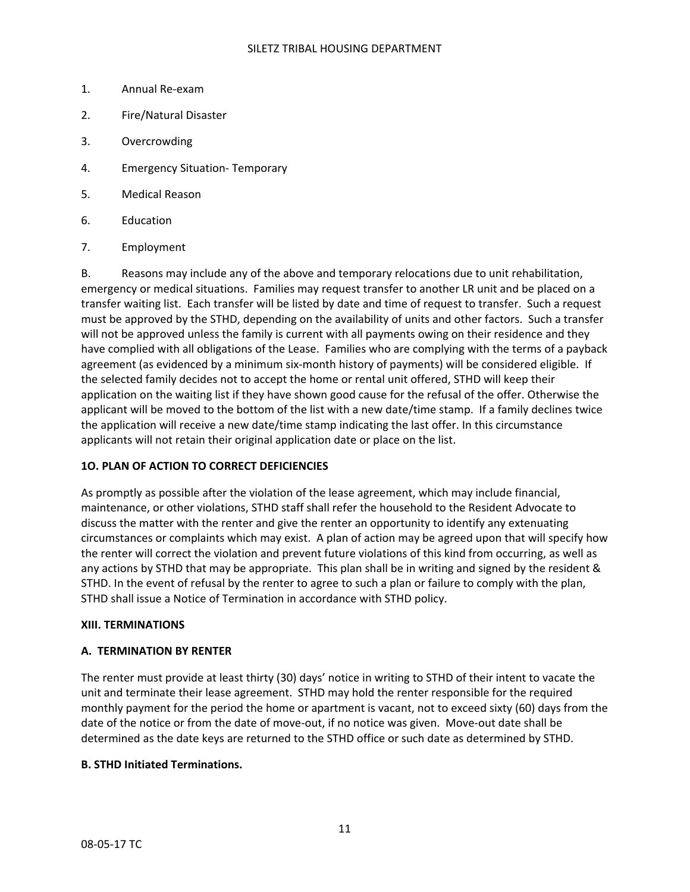1. Annual Re-exam
2. Fire/Natural Disaster
3. Overcrowding
4. Emergency Situation- Temporary
5. Medical Reason
6. Education
7. Employment

B. Reasons may include any of the above and temporary relocations due to unit rehabilitation, emergency or medical situations. Families may request transfer to another LR unit and be placed on a transfer waiting list. Each transfer will be listed by date and time of request to transfer. Such a request must be approved by the STHD, depending on the availability of units and other factors. Such a transfer will not be approved unless the family is current with all payments owing on their residence and they have complied with all obligations of the Lease. Families who are complying with the terms of a payback agreement (as evidenced by a minimum six-month history of payments) will be considered eligible. If the selected family decides not to accept the home or rental unit offered, STHD will keep their application on the waiting list if they have shown good cause for the refusal of the offer. Otherwise the applicant will be moved to the bottom of the list with a new date/time stamp. If a family declines twice the application will receive a new date/time stamp indicating the last offer. In this circumstance applicants will not retain their original application date or place on the list.

**1O. PLAN OF ACTION TO CORRECT DEFICIENCIES**

As promptly as possible after the violation of the lease agreement, which may include financial, maintenance, or other violations, STHD staff shall refer the household to the Resident Advocate to discuss the matter with the renter and give the renter an opportunity to identify any extenuating circumstances or complaints which may exist. A plan of action may be agreed upon that will specify how the renter will correct the violation and prevent future violations of this kind from occurring, as well as any actions by STHD that may be appropriate. This plan shall be in writing and signed by the resident & STHD. In the event of refusal by the renter to agree to such a plan or failure to comply with the plan, STHD shall issue a Notice of Termination in accordance with STHD policy.

## XIII. TERMINATIONS

### A. TERMINATION BY RENTER

The renter must provide at least thirty (30) days' notice in writing to STHD of their intent to vacate the unit and terminate their lease agreement. STHD may hold the renter responsible for the required monthly payment for the period the home or apartment is vacant, not to exceed sixty (60) days from the date of the notice or from the date of move-out, if no notice was given. Move-out date shall be determined as the date keys are returned to the STHD office or such date as determined by STHD.

### B. STHD Initiated Terminations.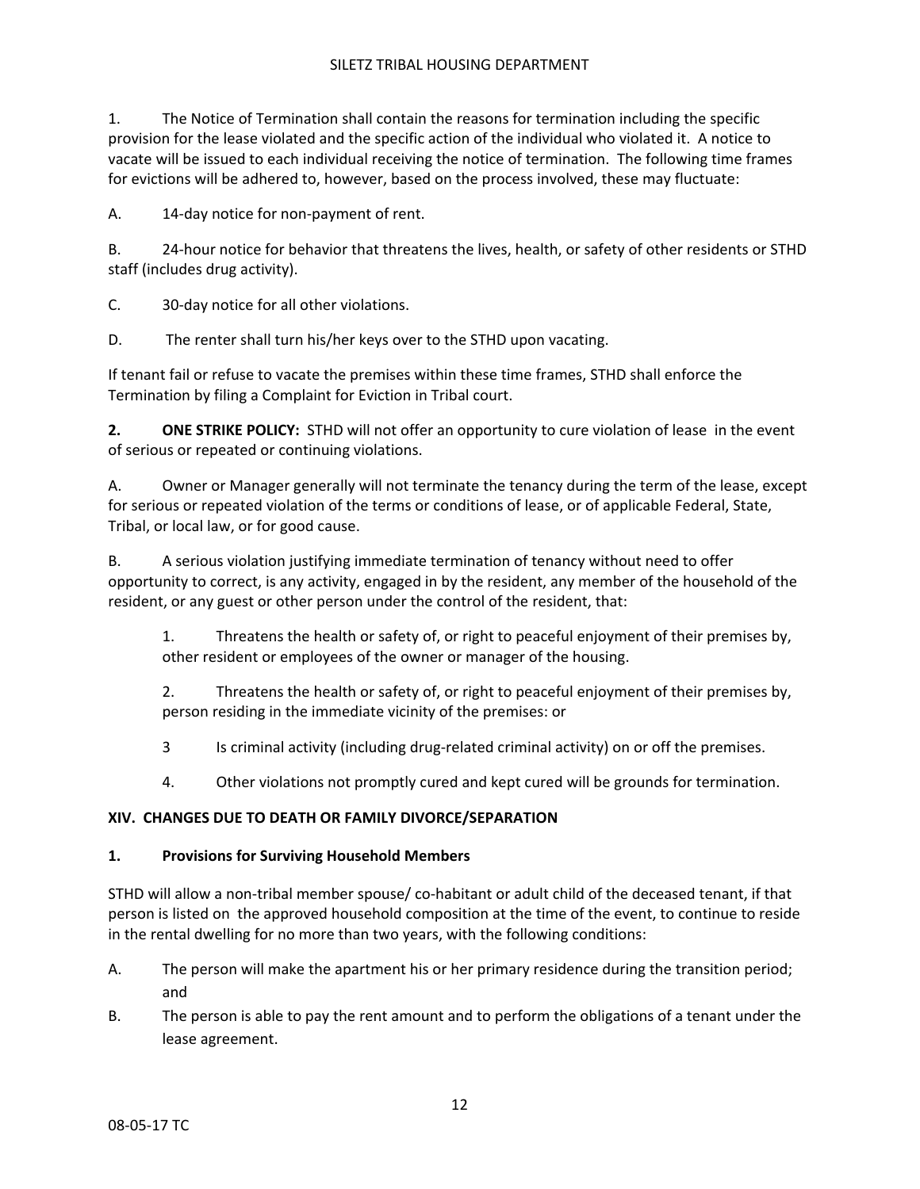1. The Notice of Termination shall contain the reasons for termination including the specific provision for the lease violated and the specific action of the individual who violated it. A notice to vacate will be issued to each individual receiving the notice of termination. The following time frames for evictions will be adhered to, however, based on the process involved, these may fluctuate:

A. 14-day notice for non-payment of rent.

B. 24-hour notice for behavior that threatens the lives, health, or safety of other residents or STHD staff (includes drug activity).

C. 30-day notice for all other violations.

D. The renter shall turn his/her keys over to the STHD upon vacating.

If tenant fail or refuse to vacate the premises within these time frames, STHD shall enforce the Termination by filing a Complaint for Eviction in Tribal court.

**2. ONE STRIKE POLICY:** STHD will not offer an opportunity to cure violation of lease in the event of serious or repeated or continuing violations.

A. Owner or Manager generally will not terminate the tenancy during the term of the lease, except for serious or repeated violation of the terms or conditions of lease, or of applicable Federal, State, Tribal, or local law, or for good cause.

B. A serious violation justifying immediate termination of tenancy without need to offer opportunity to correct, is any activity, engaged in by the resident, any member of the household of the resident, or any guest or other person under the control of the resident, that:

> 1. Threatens the health or safety of, or right to peaceful enjoyment of their premises by, other resident or employees of the owner or manager of the housing.
>
> 2. Threatens the health or safety of, or right to peaceful enjoyment of their premises by, person residing in the immediate vicinity of the premises: or
>
> 3 Is criminal activity (including drug-related criminal activity) on or off the premises.
>
> 4. Other violations not promptly cured and kept cured will be grounds for termination.

## XIV. CHANGES DUE TO DEATH OR FAMILY DIVORCE/SEPARATION

### 1. Provisions for Surviving Household Members

STHD will allow a non-tribal member spouse/ co-habitant or adult child of the deceased tenant, if that person is listed on the approved household composition at the time of the event, to continue to reside in the rental dwelling for no more than two years, with the following conditions:

A. The person will make the apartment his or her primary residence during the transition period; and

B. The person is able to pay the rent amount and to perform the obligations of a tenant under the lease agreement.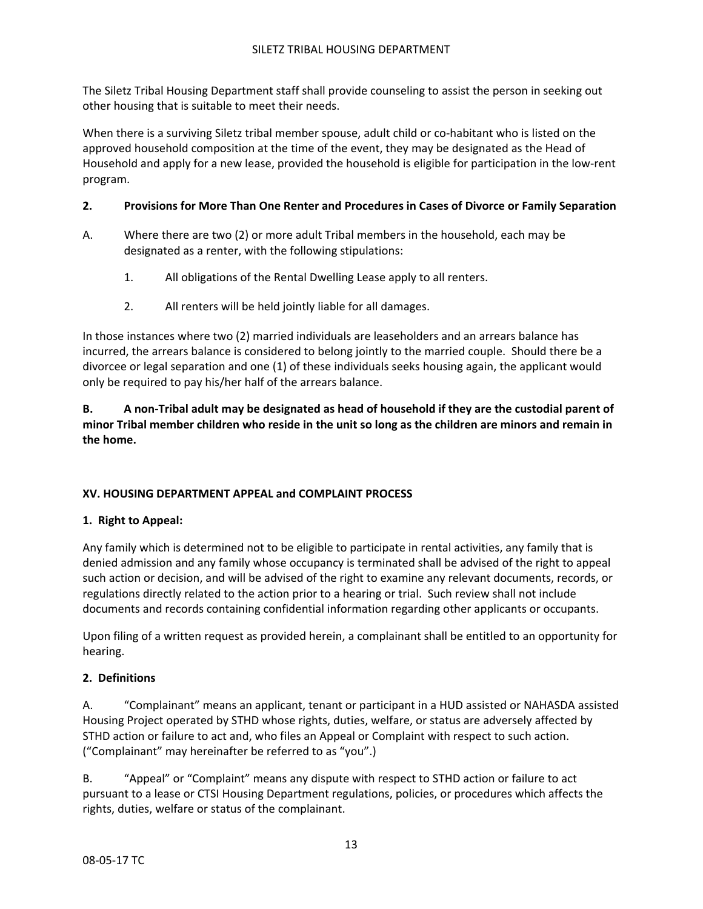The Siletz Tribal Housing Department staff shall provide counseling to assist the person in seeking out other housing that is suitable to meet their needs.

When there is a surviving Siletz tribal member spouse, adult child or co-habitant who is listed on the approved household composition at the time of the event, they may be designated as the Head of Household and apply for a new lease, provided the household is eligible for participation in the low-rent program.

**2. Provisions for More Than One Renter and Procedures in Cases of Divorce or Family Separation**

A. Where there are two (2) or more adult Tribal members in the household, each may be designated as a renter, with the following stipulations:

1. All obligations of the Rental Dwelling Lease apply to all renters.

2. All renters will be held jointly liable for all damages.

In those instances where two (2) married individuals are leaseholders and an arrears balance has incurred, the arrears balance is considered to belong jointly to the married couple. Should there be a divorcee or legal separation and one (1) of these individuals seeks housing again, the applicant would only be required to pay his/her half of the arrears balance.

**B. A non-Tribal adult may be designated as head of household if they are the custodial parent of minor Tribal member children who reside in the unit so long as the children are minors and remain in the home.**

## XV. HOUSING DEPARTMENT APPEAL and COMPLAINT PROCESS

**1. Right to Appeal:**

Any family which is determined not to be eligible to participate in rental activities, any family that is denied admission and any family whose occupancy is terminated shall be advised of the right to appeal such action or decision, and will be advised of the right to examine any relevant documents, records, or regulations directly related to the action prior to a hearing or trial. Such review shall not include documents and records containing confidential information regarding other applicants or occupants.

Upon filing of a written request as provided herein, a complainant shall be entitled to an opportunity for hearing.

**2. Definitions**

A. "Complainant" means an applicant, tenant or participant in a HUD assisted or NAHASDA assisted Housing Project operated by STHD whose rights, duties, welfare, or status are adversely affected by STHD action or failure to act and, who files an Appeal or Complaint with respect to such action. ("Complainant" may hereinafter be referred to as "you".)

B. "Appeal" or "Complaint" means any dispute with respect to STHD action or failure to act pursuant to a lease or CTSI Housing Department regulations, policies, or procedures which affects the rights, duties, welfare or status of the complainant.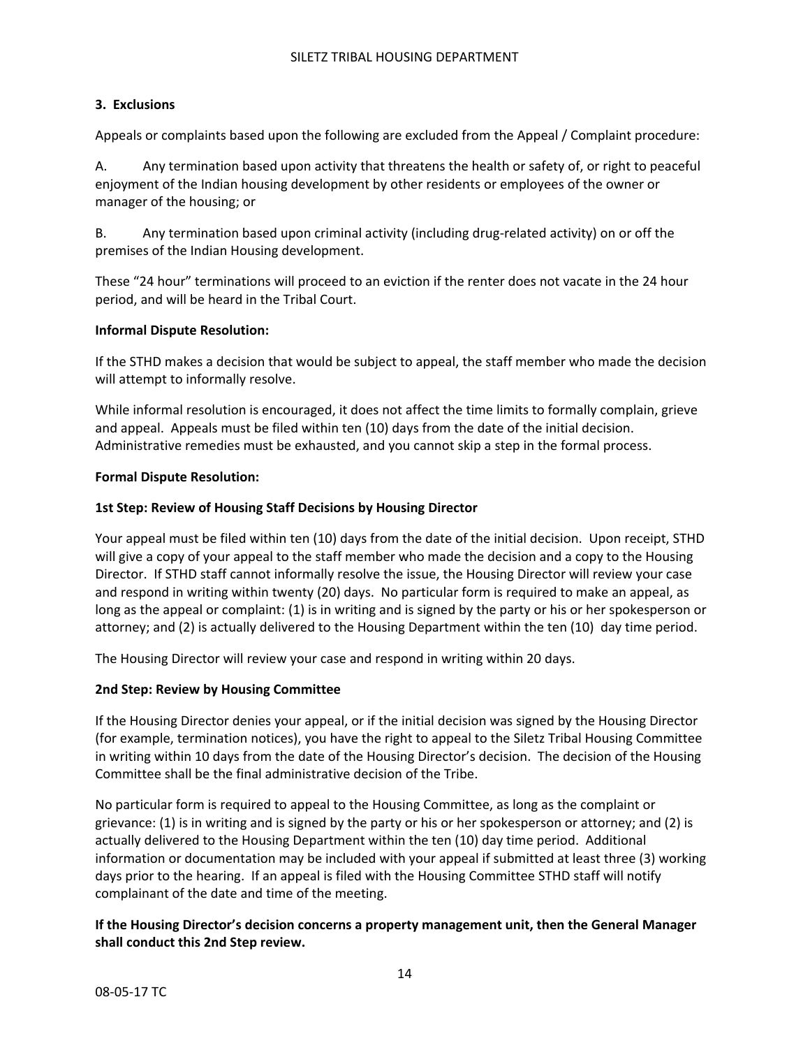### 3. Exclusions

Appeals or complaints based upon the following are excluded from the Appeal / Complaint procedure:

A. Any termination based upon activity that threatens the health or safety of, or right to peaceful enjoyment of the Indian housing development by other residents or employees of the owner or manager of the housing; or

B. Any termination based upon criminal activity (including drug-related activity) on or off the premises of the Indian Housing development.

These "24 hour" terminations will proceed to an eviction if the renter does not vacate in the 24 hour period, and will be heard in the Tribal Court.

**Informal Dispute Resolution:**

If the STHD makes a decision that would be subject to appeal, the staff member who made the decision will attempt to informally resolve.

While informal resolution is encouraged, it does not affect the time limits to formally complain, grieve and appeal. Appeals must be filed within ten (10) days from the date of the initial decision. Administrative remedies must be exhausted, and you cannot skip a step in the formal process.

**Formal Dispute Resolution:**

**1st Step: Review of Housing Staff Decisions by Housing Director**

Your appeal must be filed within ten (10) days from the date of the initial decision. Upon receipt, STHD will give a copy of your appeal to the staff member who made the decision and a copy to the Housing Director. If STHD staff cannot informally resolve the issue, the Housing Director will review your case and respond in writing within twenty (20) days. No particular form is required to make an appeal, as long as the appeal or complaint: (1) is in writing and is signed by the party or his or her spokesperson or attorney; and (2) is actually delivered to the Housing Department within the ten (10) day time period.

The Housing Director will review your case and respond in writing within 20 days.

**2nd Step: Review by Housing Committee**

If the Housing Director denies your appeal, or if the initial decision was signed by the Housing Director (for example, termination notices), you have the right to appeal to the Siletz Tribal Housing Committee in writing within 10 days from the date of the Housing Director's decision. The decision of the Housing Committee shall be the final administrative decision of the Tribe.

No particular form is required to appeal to the Housing Committee, as long as the complaint or grievance: (1) is in writing and is signed by the party or his or her spokesperson or attorney; and (2) is actually delivered to the Housing Department within the ten (10) day time period. Additional information or documentation may be included with your appeal if submitted at least three (3) working days prior to the hearing. If an appeal is filed with the Housing Committee STHD staff will notify complainant of the date and time of the meeting.

**If the Housing Director's decision concerns a property management unit, then the General Manager shall conduct this 2nd Step review.**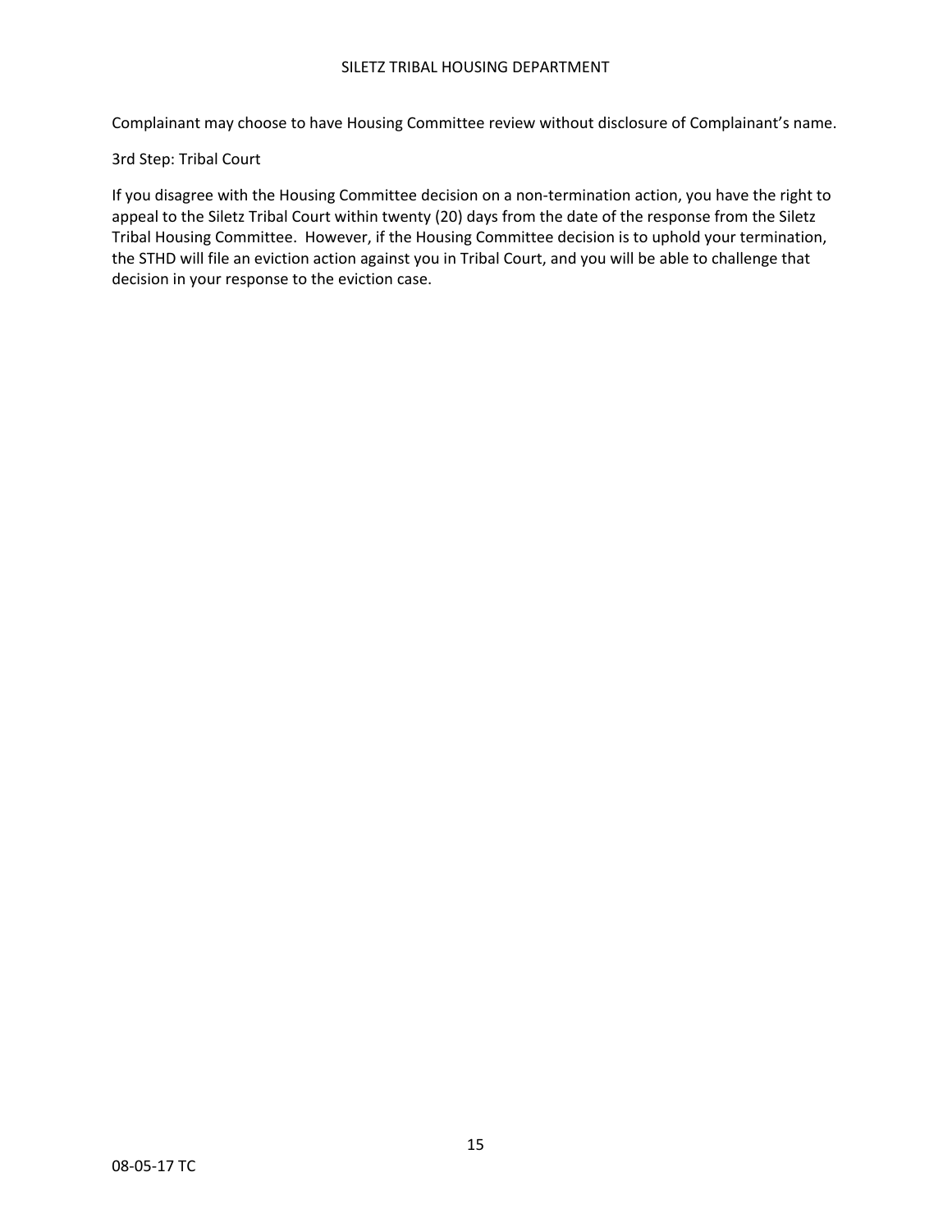Complainant may choose to have Housing Committee review without disclosure of Complainant's name.

3rd Step: Tribal Court

If you disagree with the Housing Committee decision on a non-termination action, you have the right to appeal to the Siletz Tribal Court within twenty (20) days from the date of the response from the Siletz Tribal Housing Committee. However, if the Housing Committee decision is to uphold your termination, the STHD will file an eviction action against you in Tribal Court, and you will be able to challenge that decision in your response to the eviction case.